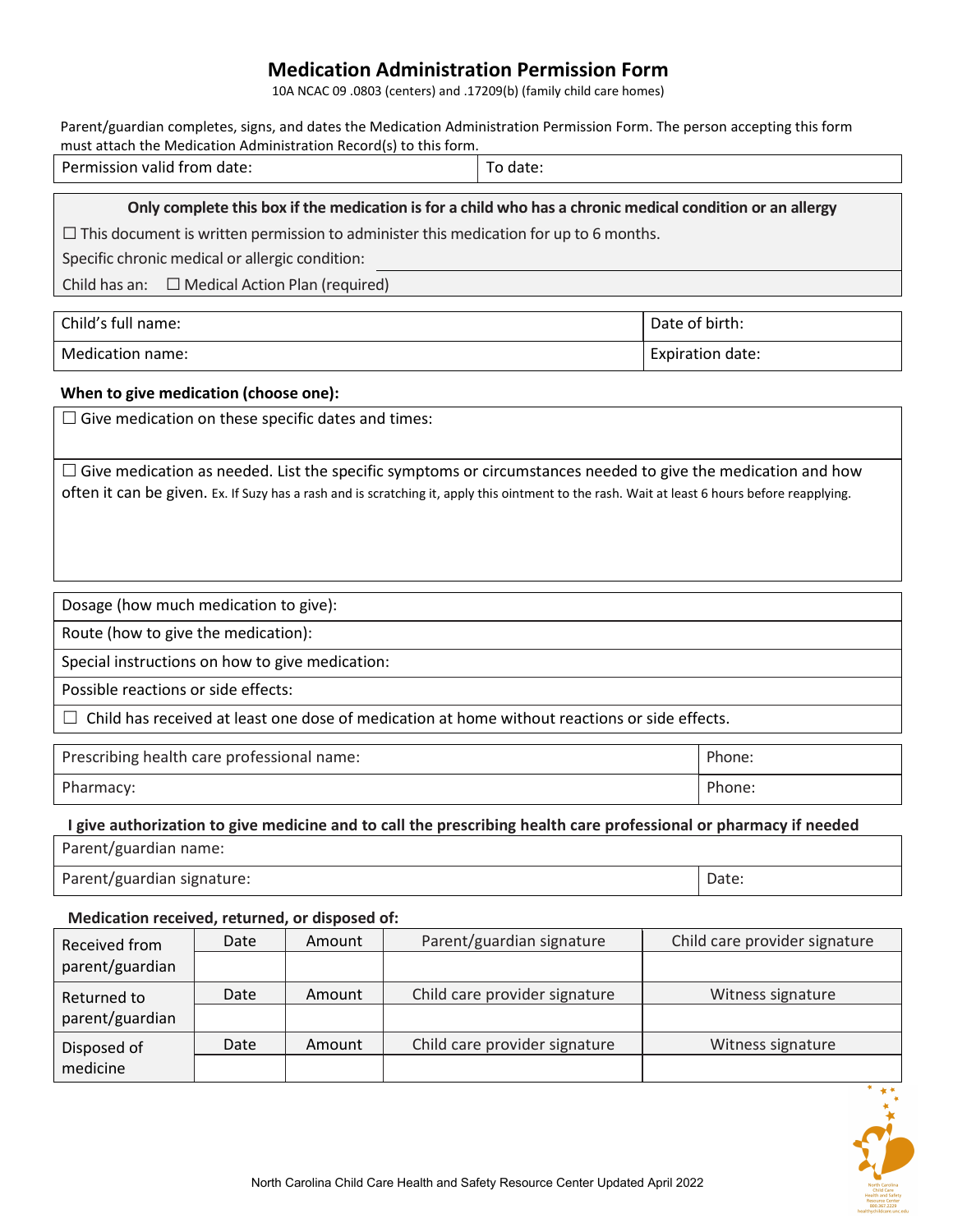# Medication Administration Permission Form

10A NCAC 09 .0803 (centers) and .17209(b) (family child care homes)

Parent/guardian completes, signs, and dates the Medication Administration Permission Form. The person accepting this form must attach the Medication Administration Record(s) to this form.

| Permission valid from date: | To date: |
|---|---|

**Only complete this box if the medication is for a child who has a chronic medical condition or an allergy**

☐ This document is written permission to administer this medication for up to 6 months.

Specific chronic medical or allergic condition:

Child has an: ☐ Medical Action Plan (required)

| Child's full name: | Date of birth: |
|---|---|
| Medication name: | Expiration date: |

**When to give medication (choose one):**

☐ Give medication on these specific dates and times:

☐ Give medication as needed. List the specific symptoms or circumstances needed to give the medication and how often it can be given. Ex. If Suzy has a rash and is scratching it, apply this ointment to the rash. Wait at least 6 hours before reapplying.

| Dosage (how much medication to give): |
|---|
| Route (how to give the medication): |
| Special instructions on how to give medication: |
| Possible reactions or side effects: |
| ☐ Child has received at least one dose of medication at home without reactions or side effects. |

| Prescribing health care professional name: | Phone: |
|---|---|
| Pharmacy: | Phone: |

**I give authorization to give medicine and to call the prescribing health care professional or pharmacy if needed**

| Parent/guardian name: | |
|---|---|
| Parent/guardian signature: | Date: |

**Medication received, returned, or disposed of:**

| | Date | Amount | | |
|---|---|---|---|---|
| Received from parent/guardian | | | Parent/guardian signature | Child care provider signature |
| | | | | |
| Returned to parent/guardian | Date | Amount | Child care provider signature | Witness signature |
| | | | | |
| Disposed of medicine | Date | Amount | Child care provider signature | Witness signature |
| | | | | |

North Carolina Child Care Health and Safety Resource Center Updated April 2022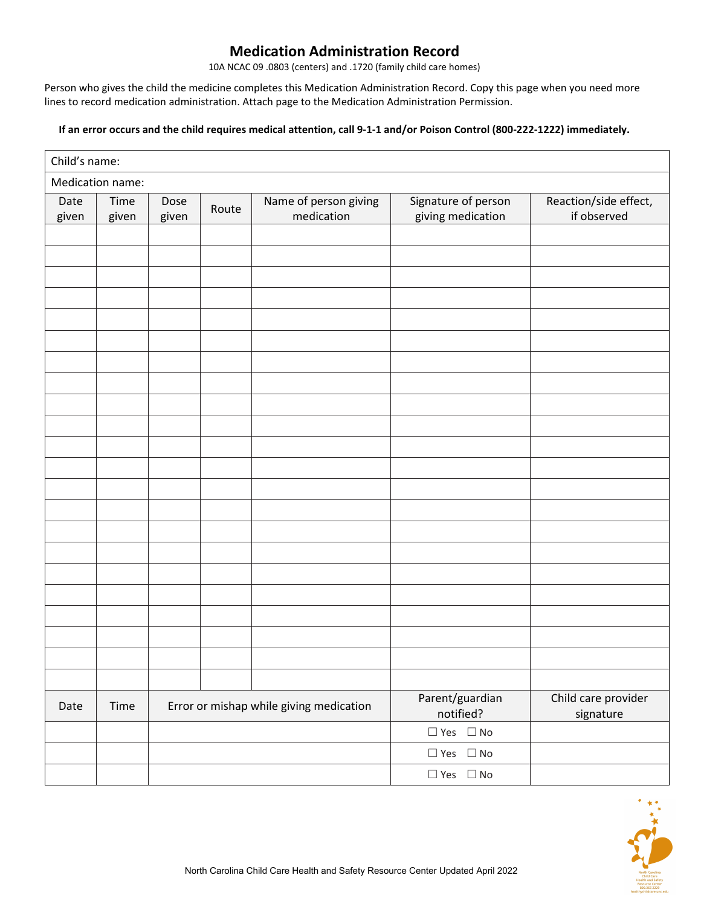# Medication Administration Record

10A NCAC 09 .0803 (centers) and .1720 (family child care homes)

Person who gives the child the medicine completes this Medication Administration Record. Copy this page when you need more lines to record medication administration. Attach page to the Medication Administration Permission.

**If an error occurs and the child requires medical attention, call 9-1-1 and/or Poison Control (800-222-1222) immediately.**

Child's name:

Medication name:

| Date given | Time given | Dose given | Route | Name of person giving medication | Signature of person giving medication | Reaction/side effect, if observed |
|---|---|---|---|---|---|---|
| | | | | | | |
| | | | | | | |
| | | | | | | |
| | | | | | | |
| | | | | | | |
| | | | | | | |
| | | | | | | |
| | | | | | | |
| | | | | | | |
| | | | | | | |
| | | | | | | |
| | | | | | | |
| | | | | | | |
| | | | | | | |
| | | | | | | |
| | | | | | | |
| | | | | | | |
| | | | | | | |
| | | | | | | |
| | | | | | | |
| | | | | | | |
| | | | | | | |

| Date | Time | Error or mishap while giving medication | Parent/guardian notified? | Child care provider signature |
|---|---|---|---|---|
| | | | ☐ Yes ☐ No | |
| | | | ☐ Yes ☐ No | |
| | | | ☐ Yes ☐ No | |

North Carolina Child Care Health and Safety Resource Center Updated April 2022